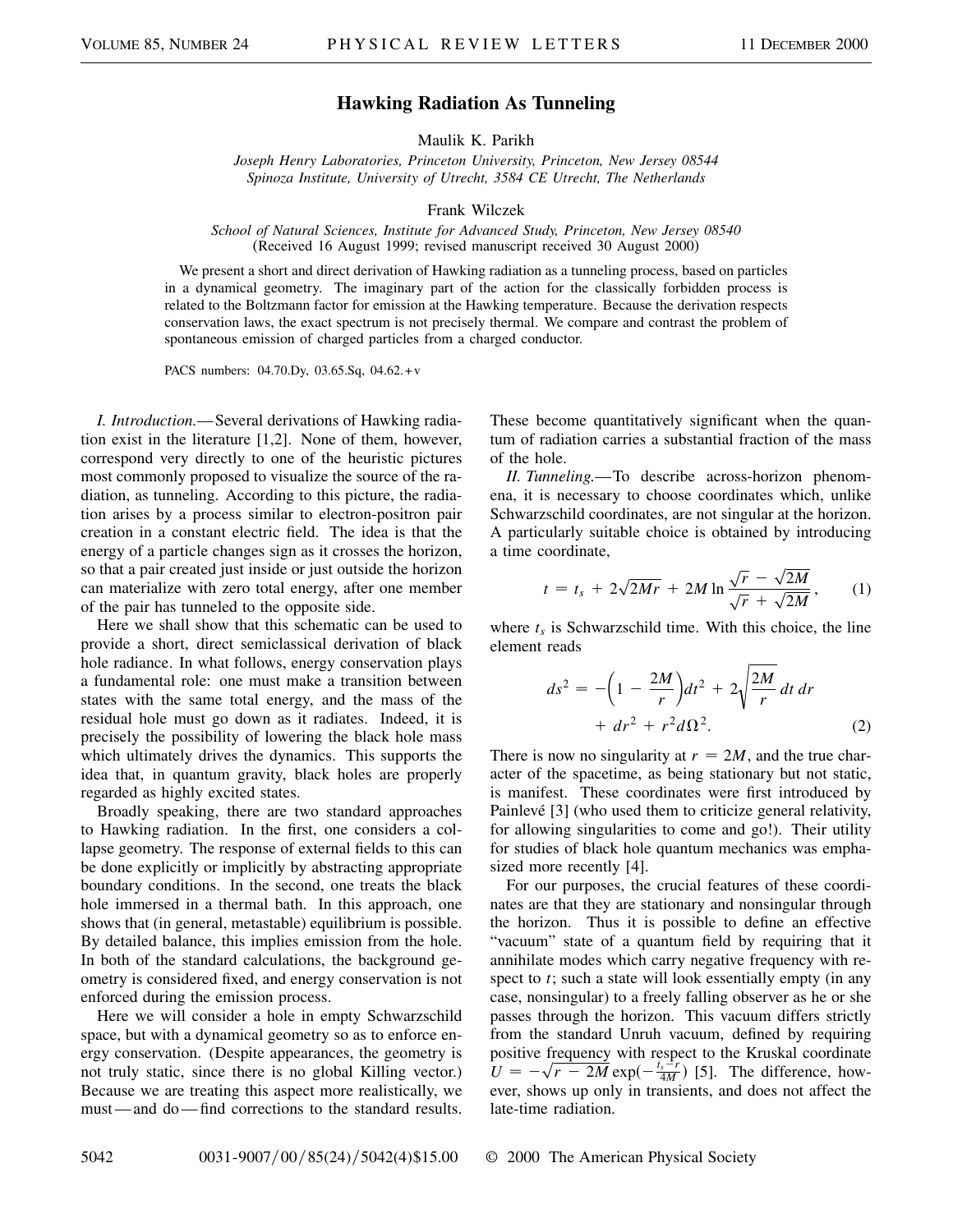# Hawking Radiation As Tunneling

Maulik K. Parikh

*Joseph Henry Laboratories, Princeton University, Princeton, New Jersey 08544*
*Spinoza Institute, University of Utrecht, 3584 CE Utrecht, The Netherlands*

Frank Wilczek

*School of Natural Sciences, Institute for Advanced Study, Princeton, New Jersey 08540*
(Received 16 August 1999; revised manuscript received 30 August 2000)

We present a short and direct derivation of Hawking radiation as a tunneling process, based on particles in a dynamical geometry. The imaginary part of the action for the classically forbidden process is related to the Boltzmann factor for emission at the Hawking temperature. Because the derivation respects conservation laws, the exact spectrum is not precisely thermal. We compare and contrast the problem of spontaneous emission of charged particles from a charged conductor.

PACS numbers: 04.70.Dy, 03.65.Sq, 04.62.+v

*I. Introduction.*—Several derivations of Hawking radiation exist in the literature [1,2]. None of them, however, correspond very directly to one of the heuristic pictures most commonly proposed to visualize the source of the radiation, as tunneling. According to this picture, the radiation arises by a process similar to electron-positron pair creation in a constant electric field. The idea is that the energy of a particle changes sign as it crosses the horizon, so that a pair created just inside or just outside the horizon can materialize with zero total energy, after one member of the pair has tunneled to the opposite side.

Here we shall show that this schematic can be used to provide a short, direct semiclassical derivation of black hole radiance. In what follows, energy conservation plays a fundamental role: one must make a transition between states with the same total energy, and the mass of the residual hole must go down as it radiates. Indeed, it is precisely the possibility of lowering the black hole mass which ultimately drives the dynamics. This supports the idea that, in quantum gravity, black holes are properly regarded as highly excited states.

Broadly speaking, there are two standard approaches to Hawking radiation. In the first, one considers a collapse geometry. The response of external fields to this can be done explicitly or implicitly by abstracting appropriate boundary conditions. In the second, one treats the black hole immersed in a thermal bath. In this approach, one shows that (in general, metastable) equilibrium is possible. By detailed balance, this implies emission from the hole. In both of the standard calculations, the background geometry is considered fixed, and energy conservation is not enforced during the emission process.

Here we will consider a hole in empty Schwarzschild space, but with a dynamical geometry so as to enforce energy conservation. (Despite appearances, the geometry is not truly static, since there is no global Killing vector.) Because we are treating this aspect more realistically, we must—and do—find corrections to the standard results. These become quantitatively significant when the quantum of radiation carries a substantial fraction of the mass of the hole.

*II. Tunneling.*—To describe across-horizon phenomena, it is necessary to choose coordinates which, unlike Schwarzschild coordinates, are not singular at the horizon. A particularly suitable choice is obtained by introducing a time coordinate,

$$t = t_s + 2\sqrt{2Mr} + 2M \ln \frac{\sqrt{r} - \sqrt{2M}}{\sqrt{r} + \sqrt{2M}}, \qquad (1)$$

where $t_s$ is Schwarzschild time. With this choice, the line element reads

$$ds^2 = -\left(1 - \frac{2M}{r}\right)dt^2 + 2\sqrt{\frac{2M}{r}}\, dt\, dr + dr^2 + r^2 d\Omega^2. \qquad (2)$$

There is now no singularity at $r = 2M$, and the true character of the spacetime, as being stationary but not static, is manifest. These coordinates were first introduced by Painlevé [3] (who used them to criticize general relativity, for allowing singularities to come and go!). Their utility for studies of black hole quantum mechanics was emphasized more recently [4].

For our purposes, the crucial features of these coordinates are that they are stationary and nonsingular through the horizon. Thus it is possible to define an effective "vacuum" state of a quantum field by requiring that it annihilate modes which carry negative frequency with respect to $t$; such a state will look essentially empty (in any case, nonsingular) to a freely falling observer as he or she passes through the horizon. This vacuum differs strictly from the standard Unruh vacuum, defined by requiring positive frequency with respect to the Kruskal coordinate $U = -\sqrt{r - 2M}\exp(-\frac{t_s - r}{4M})$ [5]. The difference, however, shows up only in transients, and does not affect the late-time radiation.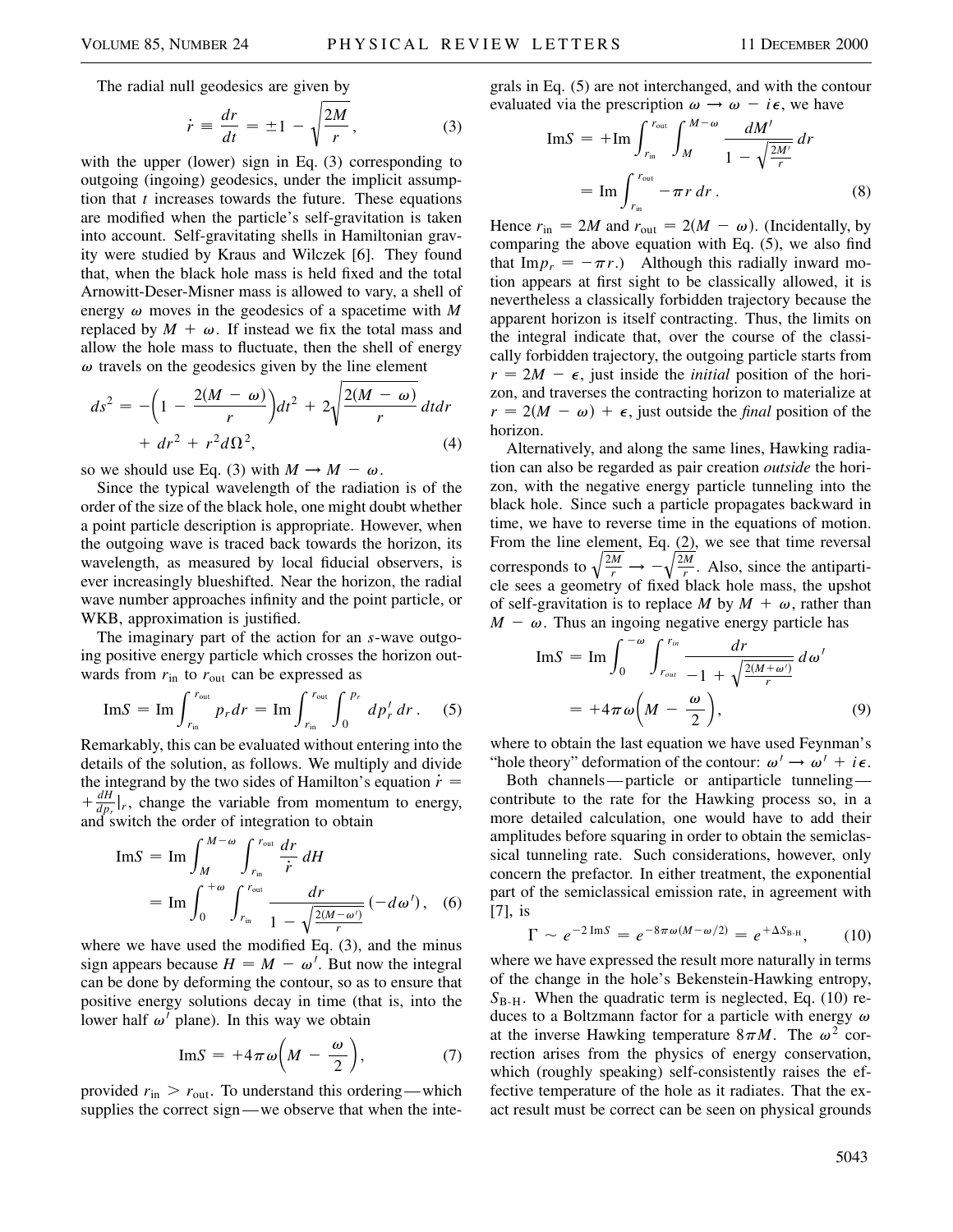The radial null geodesics are given by

$$\dot{r} \equiv \frac{dr}{dt} = \pm 1 - \sqrt{\frac{2M}{r}}, \tag{3}$$

with the upper (lower) sign in Eq. (3) corresponding to outgoing (ingoing) geodesics, under the implicit assumption that $t$ increases towards the future. These equations are modified when the particle's self-gravitation is taken into account. Self-gravitating shells in Hamiltonian gravity were studied by Kraus and Wilczek [6]. They found that, when the black hole mass is held fixed and the total Arnowitt-Deser-Misner mass is allowed to vary, a shell of energy $\omega$ moves in the geodesics of a spacetime with $M$ replaced by $M + \omega$. If instead we fix the total mass and allow the hole mass to fluctuate, then the shell of energy $\omega$ travels on the geodesics given by the line element

$$ds^2 = -\left(1 - \frac{2(M-\omega)}{r}\right)dt^2 + 2\sqrt{\frac{2(M-\omega)}{r}}\,dt\,dr + dr^2 + r^2 d\Omega^2, \tag{4}$$

so we should use Eq. (3) with $M \to M - \omega$.

Since the typical wavelength of the radiation is of the order of the size of the black hole, one might doubt whether a point particle description is appropriate. However, when the outgoing wave is traced back towards the horizon, its wavelength, as measured by local fiducial observers, is ever increasingly blueshifted. Near the horizon, the radial wave number approaches infinity and the point particle, or WKB, approximation is justified.

The imaginary part of the action for an $s$-wave outgoing positive energy particle which crosses the horizon outwards from $r_{\rm in}$ to $r_{\rm out}$ can be expressed as

$$\operatorname{Im} S = \operatorname{Im} \int_{r_{\rm in}}^{r_{\rm out}} p_r\, dr = \operatorname{Im} \int_{r_{\rm in}}^{r_{\rm out}} \int_0^{p_r} dp_r'\, dr. \tag{5}$$

Remarkably, this can be evaluated without entering into the details of the solution, as follows. We multiply and divide the integrand by the two sides of Hamilton's equation $\dot{r} = +\frac{dH}{dp_r}\big|_r$, change the variable from momentum to energy, and switch the order of integration to obtain

$$\begin{aligned}\operatorname{Im} S &= \operatorname{Im} \int_M^{M-\omega} \int_{r_{\rm in}}^{r_{\rm out}} \frac{dr}{\dot{r}}\, dH \\ &= \operatorname{Im} \int_0^{+\omega} \int_{r_{\rm in}}^{r_{\rm out}} \frac{dr}{1 - \sqrt{\frac{2(M-\omega')}{r}}}\,(-d\omega'),\end{aligned} \tag{6}$$

where we have used the modified Eq. (3), and the minus sign appears because $H = M - \omega'$. But now the integral can be done by deforming the contour, so as to ensure that positive energy solutions decay in time (that is, into the lower half $\omega'$ plane). In this way we obtain

$$\operatorname{Im} S = +4\pi\omega\left(M - \frac{\omega}{2}\right), \tag{7}$$

provided $r_{\rm in} > r_{\rm out}$. To understand this ordering—which supplies the correct sign—we observe that when the integrals in Eq. (5) are not interchanged, and with the contour evaluated via the prescription $\omega \to \omega - i\epsilon$, we have

$$\begin{aligned}\operatorname{Im} S &= +\operatorname{Im} \int_{r_{\rm in}}^{r_{\rm out}} \int_M^{M-\omega} \frac{dM'}{1 - \sqrt{\frac{2M'}{r}}}\, dr \\ &= \operatorname{Im} \int_{r_{\rm in}}^{r_{\rm out}} -\pi r\, dr.\end{aligned} \tag{8}$$

Hence $r_{\rm in} = 2M$ and $r_{\rm out} = 2(M - \omega)$. (Incidentally, by comparing the above equation with Eq. (5), we also find that $\operatorname{Im} p_r = -\pi r$.) Although this radially inward motion appears at first sight to be classically allowed, it is nevertheless a classically forbidden trajectory because the apparent horizon is itself contracting. Thus, the limits on the integral indicate that, over the course of the classically forbidden trajectory, the outgoing particle starts from $r = 2M - \epsilon$, just inside the *initial* position of the horizon, and traverses the contracting horizon to materialize at $r = 2(M - \omega) + \epsilon$, just outside the *final* position of the horizon.

Alternatively, and along the same lines, Hawking radiation can also be regarded as pair creation *outside* the horizon, with the negative energy particle tunneling into the black hole. Since such a particle propagates backward in time, we have to reverse time in the equations of motion. From the line element, Eq. (2), we see that time reversal corresponds to $\sqrt{\frac{2M}{r}} \to -\sqrt{\frac{2M}{r}}$. Also, since the antiparticle sees a geometry of fixed black hole mass, the upshot of self-gravitation is to replace $M$ by $M + \omega$, rather than $M - \omega$. Thus an ingoing negative energy particle has

$$\begin{aligned}\operatorname{Im} S &= \operatorname{Im} \int_0^{-\omega} \int_{r_{out}}^{r_{in}} \frac{dr}{-1 + \sqrt{\frac{2(M+\omega')}{r}}}\, d\omega' \\ &= +4\pi\omega\left(M - \frac{\omega}{2}\right),\end{aligned} \tag{9}$$

where to obtain the last equation we have used Feynman's "hole theory" deformation of the contour: $\omega' \to \omega' + i\epsilon$.

Both channels—particle or antiparticle tunneling—contribute to the rate for the Hawking process so, in a more detailed calculation, one would have to add their amplitudes before squaring in order to obtain the semiclassical tunneling rate. Such considerations, however, only concern the prefactor. In either treatment, the exponential part of the semiclassical emission rate, in agreement with [7], is

$$\Gamma \sim e^{-2\operatorname{Im} S} = e^{-8\pi\omega(M - \omega/2)} = e^{+\Delta S_{\rm B\text{-}H}}, \tag{10}$$

where we have expressed the result more naturally in terms of the change in the hole's Bekenstein-Hawking entropy, $S_{\rm B\text{-}H}$. When the quadratic term is neglected, Eq. (10) reduces to a Boltzmann factor for a particle with energy $\omega$ at the inverse Hawking temperature $8\pi M$. The $\omega^2$ correction arises from the physics of energy conservation, which (roughly speaking) self-consistently raises the effective temperature of the hole as it radiates. That the exact result must be correct can be seen on physical grounds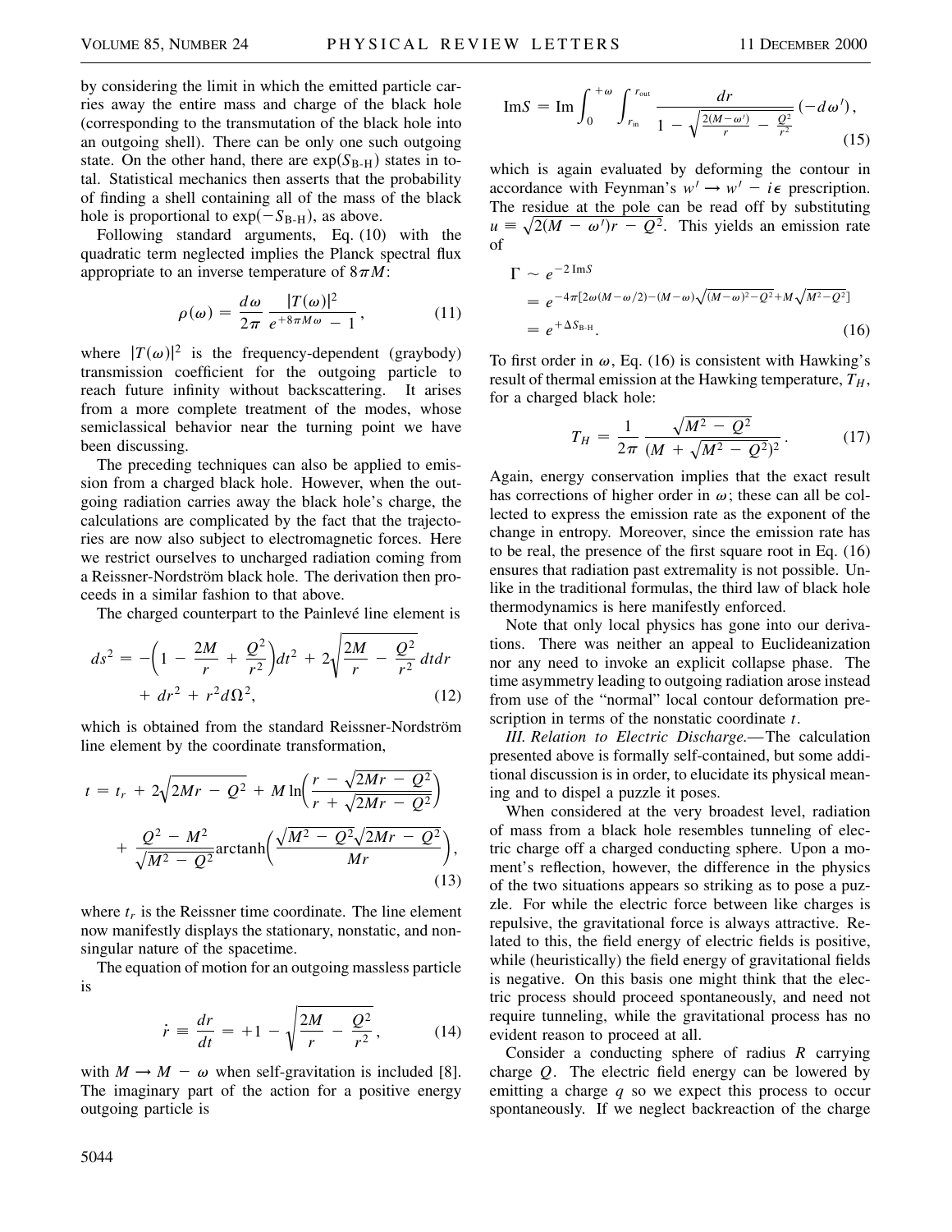by considering the limit in which the emitted particle carries away the entire mass and charge of the black hole (corresponding to the transmutation of the black hole into an outgoing shell). There can be only one such outgoing state. On the other hand, there are $\exp(S_{\text{B-H}})$ states in total. Statistical mechanics then asserts that the probability of finding a shell containing all of the mass of the black hole is proportional to $\exp(-S_{\text{B-H}})$, as above.

Following standard arguments, Eq. (10) with the quadratic term neglected implies the Planck spectral flux appropriate to an inverse temperature of $8\pi M$:

$$\rho(\omega) = \frac{d\omega}{2\pi} \frac{|T(\omega)|^2}{e^{+8\pi M\omega} - 1}, \tag{11}$$

where $|T(\omega)|^2$ is the frequency-dependent (graybody) transmission coefficient for the outgoing particle to reach future infinity without backscattering. It arises from a more complete treatment of the modes, whose semiclassical behavior near the turning point we have been discussing.

The preceding techniques can also be applied to emission from a charged black hole. However, when the outgoing radiation carries away the black hole's charge, the calculations are complicated by the fact that the trajectories are now also subject to electromagnetic forces. Here we restrict ourselves to uncharged radiation coming from a Reissner-Nordström black hole. The derivation then proceeds in a similar fashion to that above.

The charged counterpart to the Painlevé line element is

$$ds^2 = -\left(1 - \frac{2M}{r} + \frac{Q^2}{r^2}\right)dt^2 + 2\sqrt{\frac{2M}{r} - \frac{Q^2}{r^2}}\, dt dr + dr^2 + r^2 d\Omega^2, \tag{12}$$

which is obtained from the standard Reissner-Nordström line element by the coordinate transformation,

$$t = t_r + 2\sqrt{2Mr - Q^2} + M \ln\left(\frac{r - \sqrt{2Mr - Q^2}}{r + \sqrt{2Mr - Q^2}}\right) + \frac{Q^2 - M^2}{\sqrt{M^2 - Q^2}} \operatorname{arctanh}\left(\frac{\sqrt{M^2 - Q^2}\sqrt{2Mr - Q^2}}{Mr}\right), \tag{13}$$

where $t_r$ is the Reissner time coordinate. The line element now manifestly displays the stationary, nonstatic, and nonsingular nature of the spacetime.

The equation of motion for an outgoing massless particle is

$$\dot{r} \equiv \frac{dr}{dt} = +1 - \sqrt{\frac{2M}{r} - \frac{Q^2}{r^2}}, \tag{14}$$

with $M \to M - \omega$ when self-gravitation is included [8]. The imaginary part of the action for a positive energy outgoing particle is

$$\text{Im}S = \text{Im} \int_0^{+\omega} \int_{r_{\text{in}}}^{r_{\text{out}}} \frac{dr}{1 - \sqrt{\frac{2(M-\omega')}{r} - \frac{Q^2}{r^2}}} (-d\omega'), \tag{15}$$

which is again evaluated by deforming the contour in accordance with Feynman's $w' \to w' - i\epsilon$ prescription. The residue at the pole can be read off by substituting $u \equiv \sqrt{2(M - \omega')r - Q^2}$. This yields an emission rate of

$$\begin{aligned} \Gamma &\sim e^{-2\,\text{Im}S} \\ &= e^{-4\pi[2\omega(M-\omega/2) - (M-\omega)\sqrt{(M-\omega)^2 - Q^2} + M\sqrt{M^2 - Q^2}]} \\ &= e^{+\Delta S_{\text{B-H}}}. \end{aligned} \tag{16}$$

To first order in $\omega$, Eq. (16) is consistent with Hawking's result of thermal emission at the Hawking temperature, $T_H$, for a charged black hole:

$$T_H = \frac{1}{2\pi} \frac{\sqrt{M^2 - Q^2}}{(M + \sqrt{M^2 - Q^2})^2}. \tag{17}$$

Again, energy conservation implies that the exact result has corrections of higher order in $\omega$; these can all be collected to express the emission rate as the exponent of the change in entropy. Moreover, since the emission rate has to be real, the presence of the first square root in Eq. (16) ensures that radiation past extremality is not possible. Unlike in the traditional formulas, the third law of black hole thermodynamics is here manifestly enforced.

Note that only local physics has gone into our derivations. There was neither an appeal to Euclideanization nor any need to invoke an explicit collapse phase. The time asymmetry leading to outgoing radiation arose instead from use of the "normal" local contour deformation prescription in terms of the nonstatic coordinate $t$.

*III. Relation to Electric Discharge.*—The calculation presented above is formally self-contained, but some additional discussion is in order, to elucidate its physical meaning and to dispel a puzzle it poses.

When considered at the very broadest level, radiation of mass from a black hole resembles tunneling of electric charge off a charged conducting sphere. Upon a moment's reflection, however, the difference in the physics of the two situations appears so striking as to pose a puzzle. For while the electric force between like charges is repulsive, the gravitational force is always attractive. Related to this, the field energy of electric fields is positive, while (heuristically) the field energy of gravitational fields is negative. On this basis one might think that the electric process should proceed spontaneously, and need not require tunneling, while the gravitational process has no evident reason to proceed at all.

Consider a conducting sphere of radius $R$ carrying charge $Q$. The electric field energy can be lowered by emitting a charge $q$ so we expect this process to occur spontaneously. If we neglect backreaction of the charge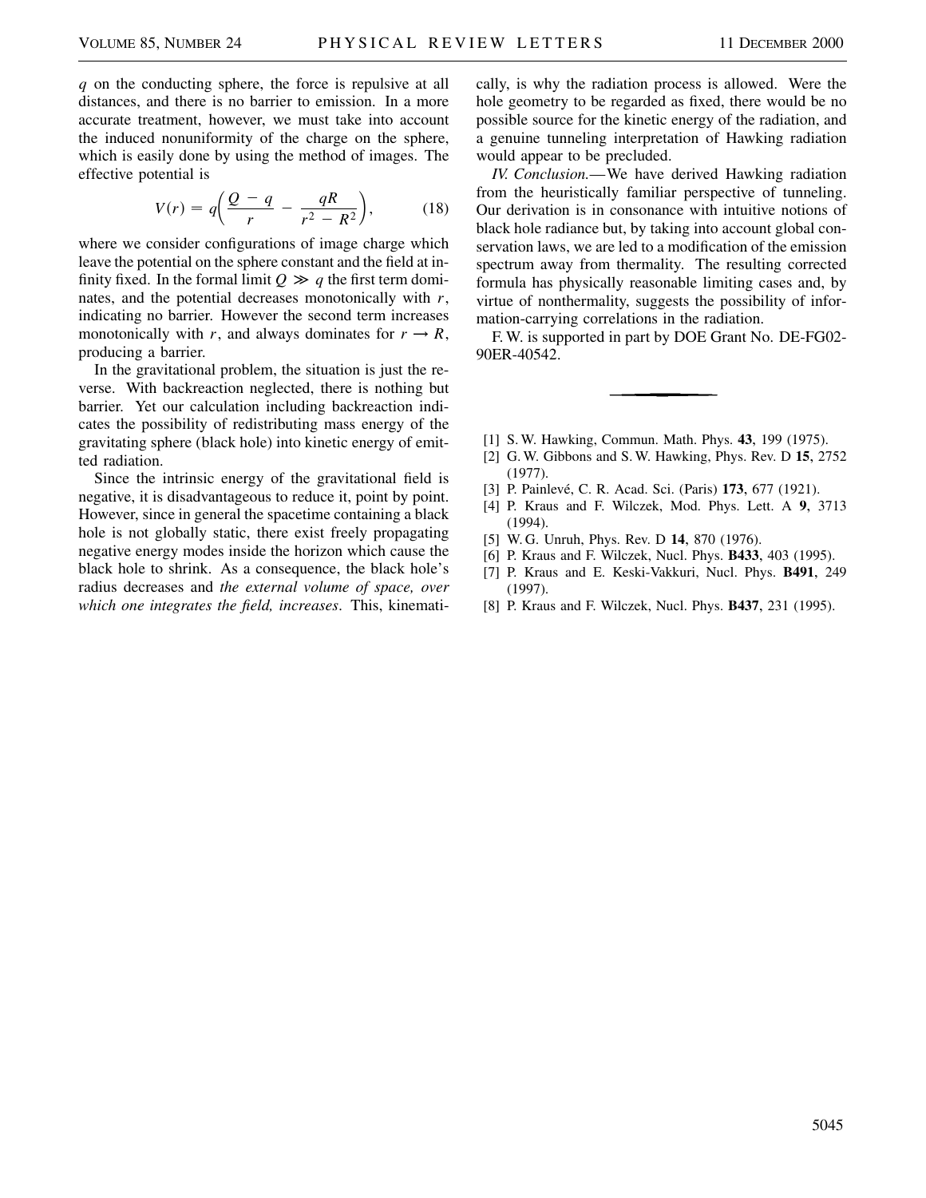$q$ on the conducting sphere, the force is repulsive at all distances, and there is no barrier to emission. In a more accurate treatment, however, we must take into account the induced nonuniformity of the charge on the sphere, which is easily done by using the method of images. The effective potential is

$$V(r) = q\left(\frac{Q - q}{r} - \frac{qR}{r^2 - R^2}\right), \tag{18}$$

where we consider configurations of image charge which leave the potential on the sphere constant and the field at infinity fixed. In the formal limit $Q \gg q$ the first term dominates, and the potential decreases monotonically with $r$, indicating no barrier. However the second term increases monotonically with $r$, and always dominates for $r \to R$, producing a barrier.

In the gravitational problem, the situation is just the reverse. With backreaction neglected, there is nothing but barrier. Yet our calculation including backreaction indicates the possibility of redistributing mass energy of the gravitating sphere (black hole) into kinetic energy of emitted radiation.

Since the intrinsic energy of the gravitational field is negative, it is disadvantageous to reduce it, point by point. However, since in general the spacetime containing a black hole is not globally static, there exist freely propagating negative energy modes inside the horizon which cause the black hole to shrink. As a consequence, the black hole's radius decreases and *the external volume of space, over which one integrates the field, increases*. This, kinematically, is why the radiation process is allowed. Were the hole geometry to be regarded as fixed, there would be no possible source for the kinetic energy of the radiation, and a genuine tunneling interpretation of Hawking radiation would appear to be precluded.

*IV. Conclusion.*—We have derived Hawking radiation from the heuristically familiar perspective of tunneling. Our derivation is in consonance with intuitive notions of black hole radiance but, by taking into account global conservation laws, we are led to a modification of the emission spectrum away from thermality. The resulting corrected formula has physically reasonable limiting cases and, by virtue of nonthermality, suggests the possibility of information-carrying correlations in the radiation.

F. W. is supported in part by DOE Grant No. DE-FG02-90ER-40542.

---

[1] S. W. Hawking, Commun. Math. Phys. **43**, 199 (1975).

[2] G. W. Gibbons and S. W. Hawking, Phys. Rev. D **15**, 2752 (1977).

[3] P. Painlevé, C. R. Acad. Sci. (Paris) **173**, 677 (1921).

[4] P. Kraus and F. Wilczek, Mod. Phys. Lett. A **9**, 3713 (1994).

[5] W. G. Unruh, Phys. Rev. D **14**, 870 (1976).

[6] P. Kraus and F. Wilczek, Nucl. Phys. **B433**, 403 (1995).

[7] P. Kraus and E. Keski-Vakkuri, Nucl. Phys. **B491**, 249 (1997).

[8] P. Kraus and F. Wilczek, Nucl. Phys. **B437**, 231 (1995).